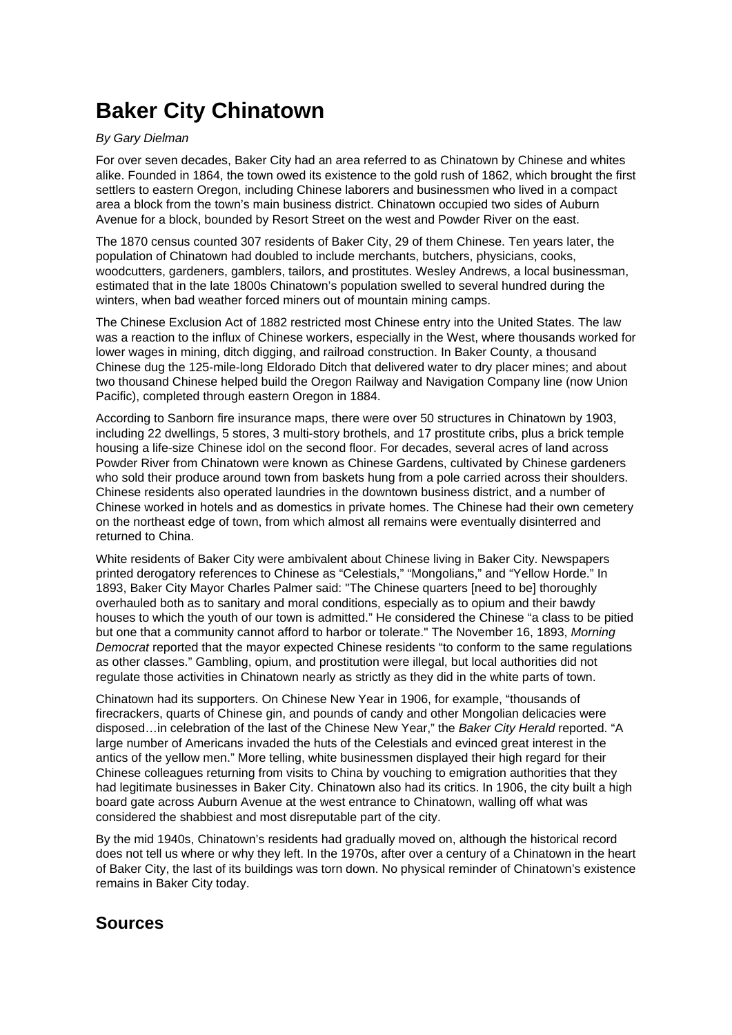# Baker City Chinatown

*By Gary Dielman*

For over seven decades, Baker City had an area referred to as Chinatown by Chinese and whites alike. Founded in 1864, the town owed its existence to the gold rush of 1862, which brought the first settlers to eastern Oregon, including Chinese laborers and businessmen who lived in a compact area a block from the town's main business district. Chinatown occupied two sides of Auburn Avenue for a block, bounded by Resort Street on the west and Powder River on the east.

The 1870 census counted 307 residents of Baker City, 29 of them Chinese. Ten years later, the population of Chinatown had doubled to include merchants, butchers, physicians, cooks, woodcutters, gardeners, gamblers, tailors, and prostitutes. Wesley Andrews, a local businessman, estimated that in the late 1800s Chinatown's population swelled to several hundred during the winters, when bad weather forced miners out of mountain mining camps.

The Chinese Exclusion Act of 1882 restricted most Chinese entry into the United States. The law was a reaction to the influx of Chinese workers, especially in the West, where thousands worked for lower wages in mining, ditch digging, and railroad construction. In Baker County, a thousand Chinese dug the 125-mile-long Eldorado Ditch that delivered water to dry placer mines; and about two thousand Chinese helped build the Oregon Railway and Navigation Company line (now Union Pacific), completed through eastern Oregon in 1884.

According to Sanborn fire insurance maps, there were over 50 structures in Chinatown by 1903, including 22 dwellings, 5 stores, 3 multi-story brothels, and 17 prostitute cribs, plus a brick temple housing a life-size Chinese idol on the second floor. For decades, several acres of land across Powder River from Chinatown were known as Chinese Gardens, cultivated by Chinese gardeners who sold their produce around town from baskets hung from a pole carried across their shoulders. Chinese residents also operated laundries in the downtown business district, and a number of Chinese worked in hotels and as domestics in private homes. The Chinese had their own cemetery on the northeast edge of town, from which almost all remains were eventually disinterred and returned to China.

White residents of Baker City were ambivalent about Chinese living in Baker City. Newspapers printed derogatory references to Chinese as "Celestials," "Mongolians," and "Yellow Horde." In 1893, Baker City Mayor Charles Palmer said: "The Chinese quarters [need to be] thoroughly overhauled both as to sanitary and moral conditions, especially as to opium and their bawdy houses to which the youth of our town is admitted." He considered the Chinese "a class to be pitied but one that a community cannot afford to harbor or tolerate." The November 16, 1893, *Morning Democrat* reported that the mayor expected Chinese residents "to conform to the same regulations as other classes." Gambling, opium, and prostitution were illegal, but local authorities did not regulate those activities in Chinatown nearly as strictly as they did in the white parts of town.

Chinatown had its supporters. On Chinese New Year in 1906, for example, "thousands of firecrackers, quarts of Chinese gin, and pounds of candy and other Mongolian delicacies were disposed…in celebration of the last of the Chinese New Year," the *Baker City Herald* reported. "A large number of Americans invaded the huts of the Celestials and evinced great interest in the antics of the yellow men." More telling, white businessmen displayed their high regard for their Chinese colleagues returning from visits to China by vouching to emigration authorities that they had legitimate businesses in Baker City. Chinatown also had its critics. In 1906, the city built a high board gate across Auburn Avenue at the west entrance to Chinatown, walling off what was considered the shabbiest and most disreputable part of the city.

By the mid 1940s, Chinatown's residents had gradually moved on, although the historical record does not tell us where or why they left. In the 1970s, after over a century of a Chinatown in the heart of Baker City, the last of its buildings was torn down. No physical reminder of Chinatown's existence remains in Baker City today.

## Sources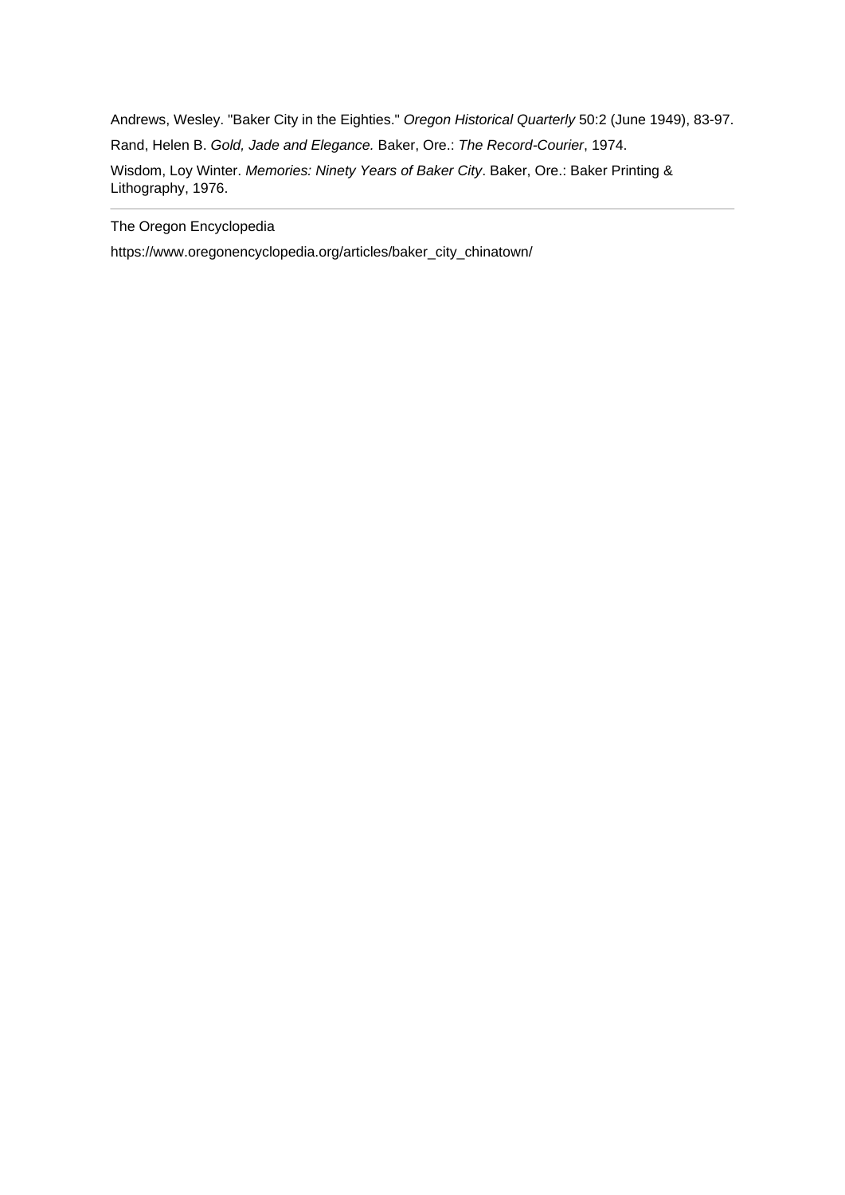Andrews, Wesley. "Baker City in the Eighties." *Oregon Historical Quarterly* 50:2 (June 1949), 83-97.

Rand, Helen B. *Gold, Jade and Elegance.* Baker, Ore.: *The Record-Courier*, 1974.

Wisdom, Loy Winter. *Memories: Ninety Years of Baker City*. Baker, Ore.: Baker Printing & Lithography, 1976.

---

The Oregon Encyclopedia

https://www.oregonencyclopedia.org/articles/baker_city_chinatown/